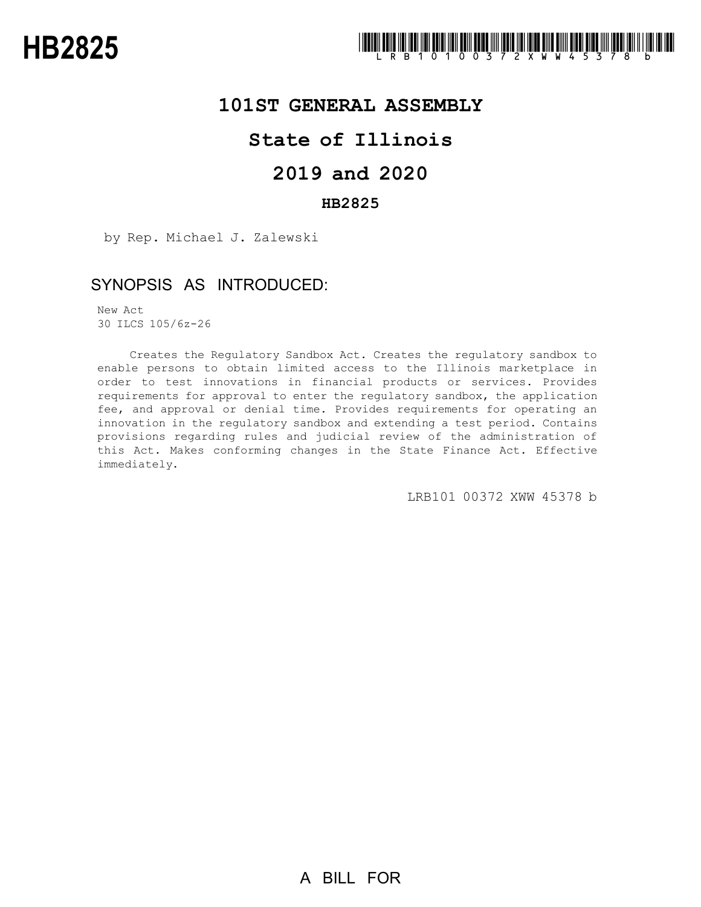# HB2825

LRB101 00372 XWW 45378 b

## 101ST GENERAL ASSEMBLY

## State of Illinois

## 2019 and 2020

### HB2825

by Rep. Michael J. Zalewski

## SYNOPSIS AS INTRODUCED:

New Act
30 ILCS 105/6z-26

Creates the Regulatory Sandbox Act. Creates the regulatory sandbox to enable persons to obtain limited access to the Illinois marketplace in order to test innovations in financial products or services. Provides requirements for approval to enter the regulatory sandbox, the application fee, and approval or denial time. Provides requirements for operating an innovation in the regulatory sandbox and extending a test period. Contains provisions regarding rules and judicial review of the administration of this Act. Makes conforming changes in the State Finance Act. Effective immediately.

LRB101 00372 XWW 45378 b

A BILL FOR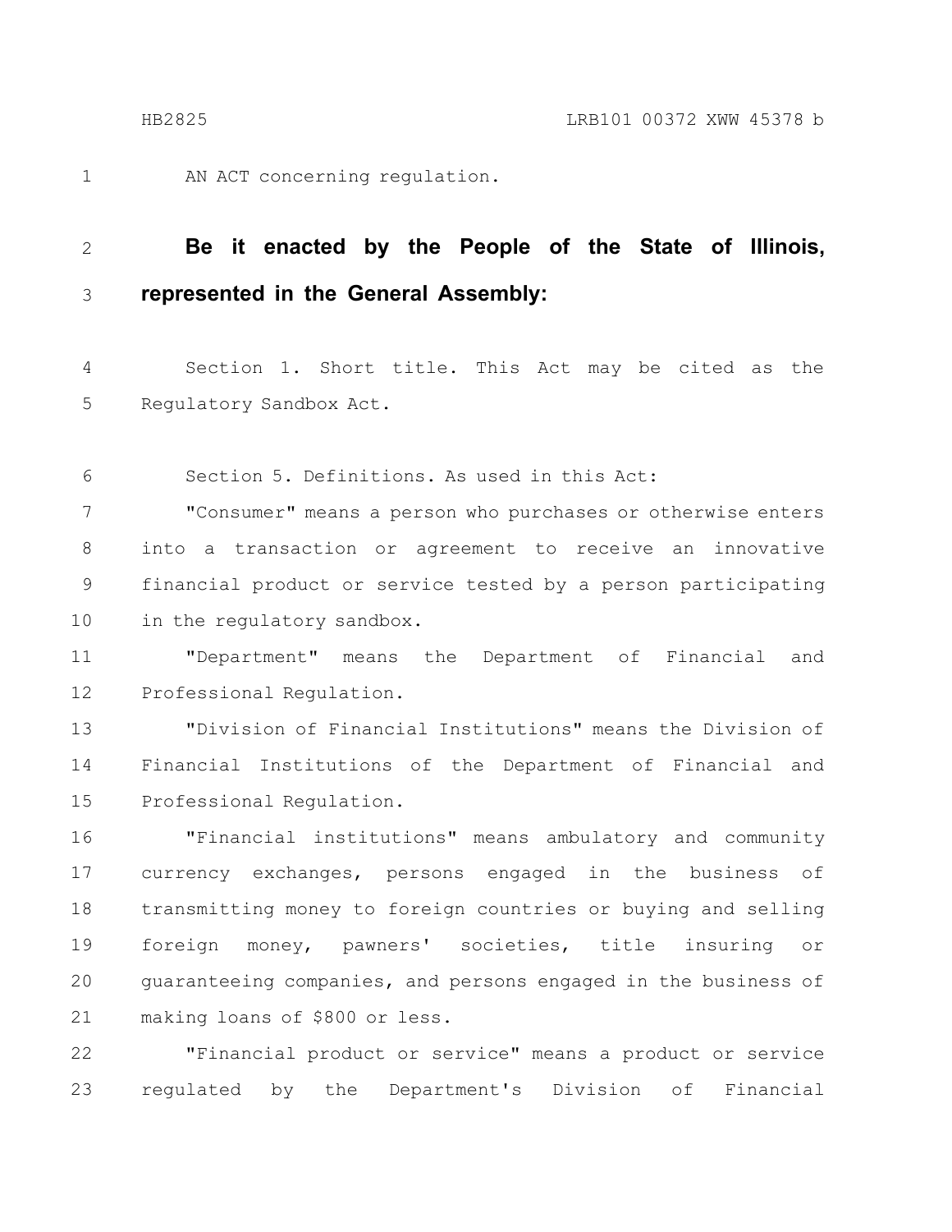AN ACT concerning regulation.

**Be it enacted by the People of the State of Illinois, represented in the General Assembly:**

Section 1. Short title. This Act may be cited as the Regulatory Sandbox Act.

Section 5. Definitions. As used in this Act:

"Consumer" means a person who purchases or otherwise enters into a transaction or agreement to receive an innovative financial product or service tested by a person participating in the regulatory sandbox.

"Department" means the Department of Financial and Professional Regulation.

"Division of Financial Institutions" means the Division of Financial Institutions of the Department of Financial and Professional Regulation.

"Financial institutions" means ambulatory and community currency exchanges, persons engaged in the business of transmitting money to foreign countries or buying and selling foreign money, pawners' societies, title insuring or guaranteeing companies, and persons engaged in the business of making loans of $800 or less.

"Financial product or service" means a product or service regulated by the Department's Division of Financial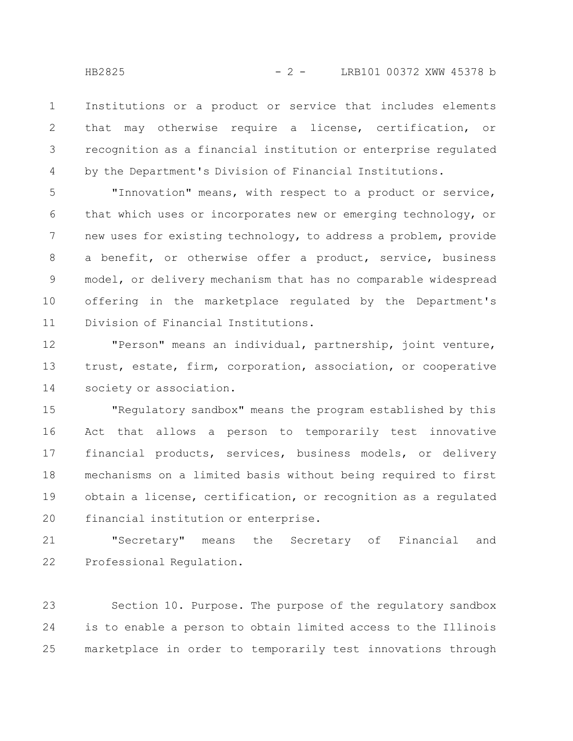Institutions or a product or service that includes elements that may otherwise require a license, certification, or recognition as a financial institution or enterprise regulated by the Department's Division of Financial Institutions.

"Innovation" means, with respect to a product or service, that which uses or incorporates new or emerging technology, or new uses for existing technology, to address a problem, provide a benefit, or otherwise offer a product, service, business model, or delivery mechanism that has no comparable widespread offering in the marketplace regulated by the Department's Division of Financial Institutions.

"Person" means an individual, partnership, joint venture, trust, estate, firm, corporation, association, or cooperative society or association.

"Regulatory sandbox" means the program established by this Act that allows a person to temporarily test innovative financial products, services, business models, or delivery mechanisms on a limited basis without being required to first obtain a license, certification, or recognition as a regulated financial institution or enterprise.

"Secretary" means the Secretary of Financial and Professional Regulation.

Section 10. Purpose. The purpose of the regulatory sandbox is to enable a person to obtain limited access to the Illinois marketplace in order to temporarily test innovations through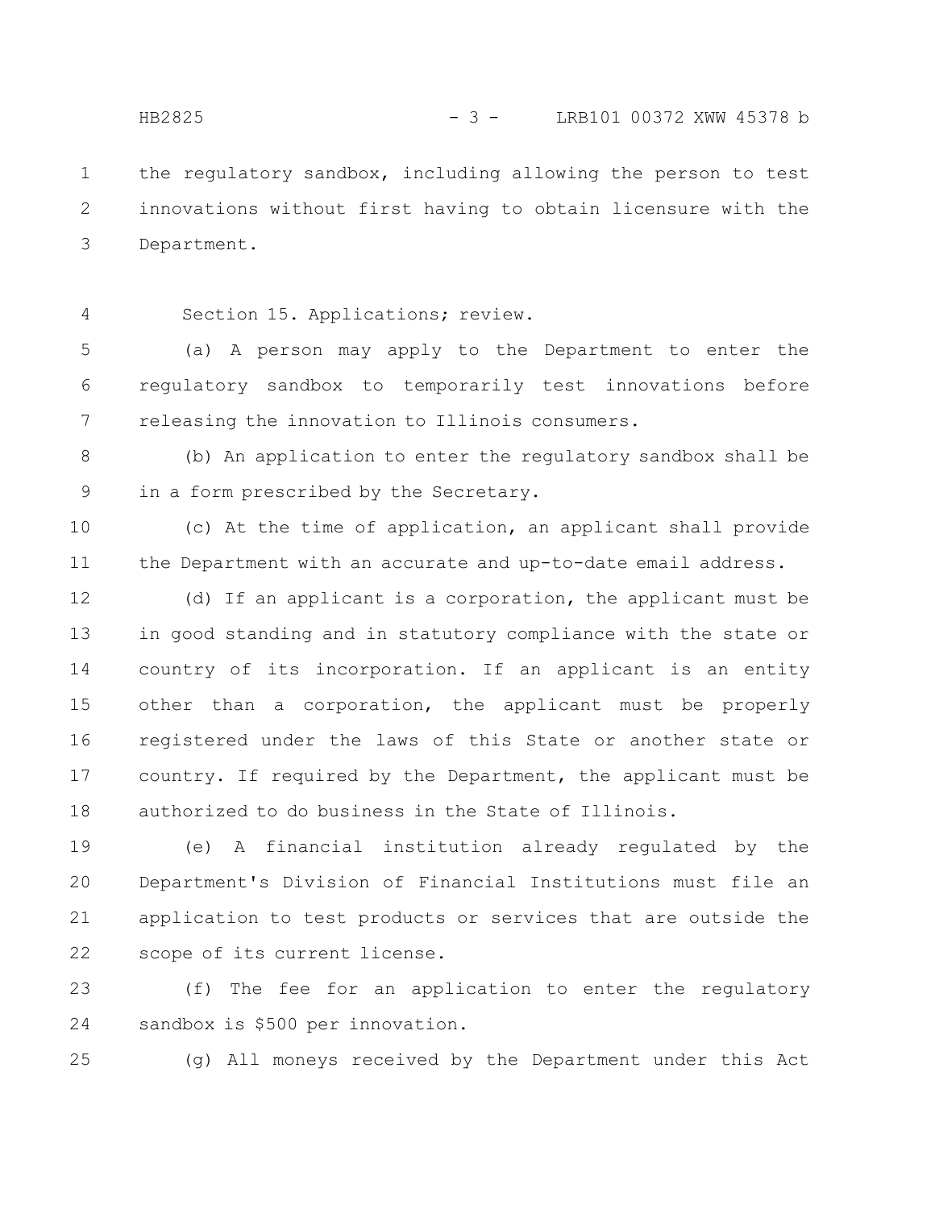the regulatory sandbox, including allowing the person to test innovations without first having to obtain licensure with the Department.

Section 15. Applications; review.

(a) A person may apply to the Department to enter the regulatory sandbox to temporarily test innovations before releasing the innovation to Illinois consumers.

(b) An application to enter the regulatory sandbox shall be in a form prescribed by the Secretary.

(c) At the time of application, an applicant shall provide the Department with an accurate and up-to-date email address.

(d) If an applicant is a corporation, the applicant must be in good standing and in statutory compliance with the state or country of its incorporation. If an applicant is an entity other than a corporation, the applicant must be properly registered under the laws of this State or another state or country. If required by the Department, the applicant must be authorized to do business in the State of Illinois.

(e) A financial institution already regulated by the Department's Division of Financial Institutions must file an application to test products or services that are outside the scope of its current license.

(f) The fee for an application to enter the regulatory sandbox is $500 per innovation.

(g) All moneys received by the Department under this Act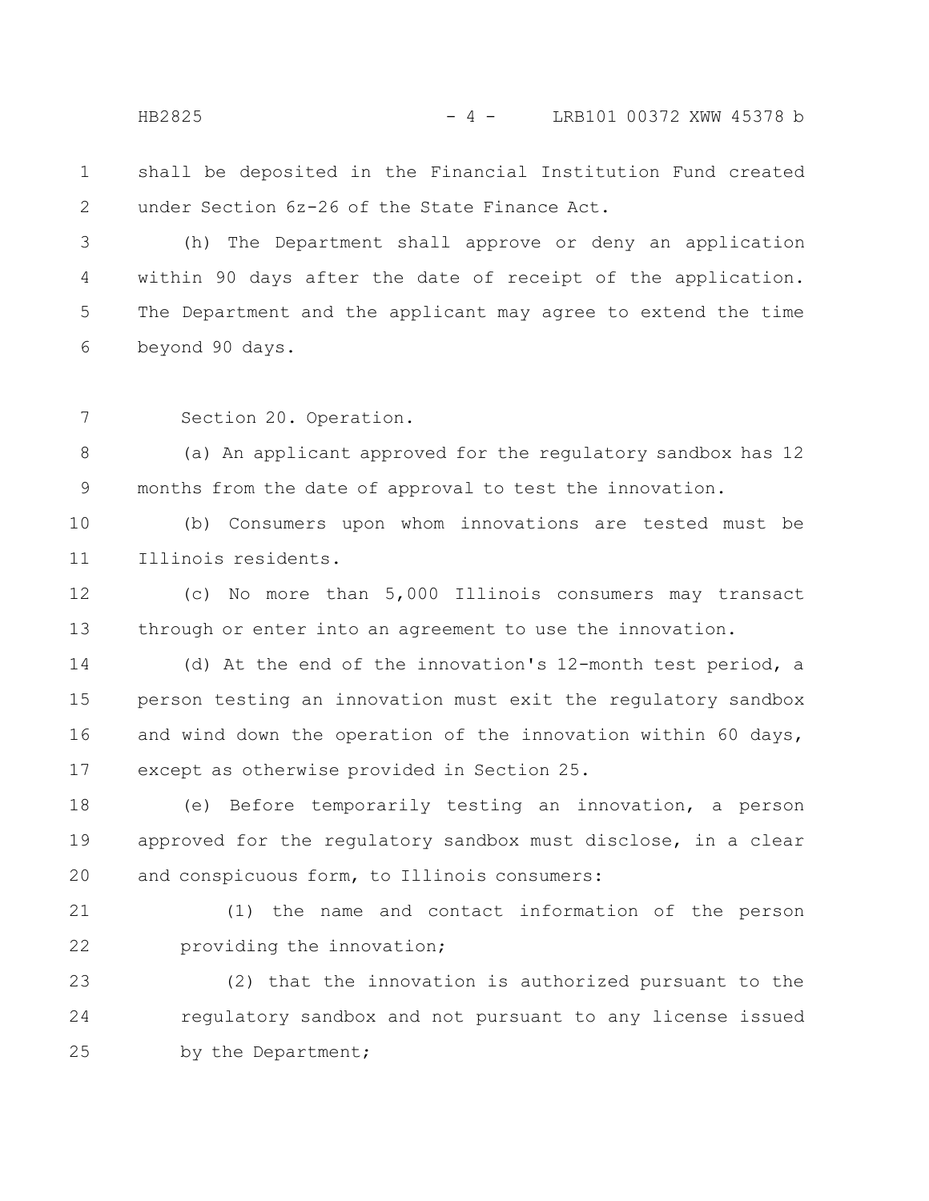shall be deposited in the Financial Institution Fund created under Section 6z-26 of the State Finance Act.

(h) The Department shall approve or deny an application within 90 days after the date of receipt of the application. The Department and the applicant may agree to extend the time beyond 90 days.

Section 20. Operation.

(a) An applicant approved for the regulatory sandbox has 12 months from the date of approval to test the innovation.

(b) Consumers upon whom innovations are tested must be Illinois residents.

(c) No more than 5,000 Illinois consumers may transact through or enter into an agreement to use the innovation.

(d) At the end of the innovation's 12-month test period, a person testing an innovation must exit the regulatory sandbox and wind down the operation of the innovation within 60 days, except as otherwise provided in Section 25.

(e) Before temporarily testing an innovation, a person approved for the regulatory sandbox must disclose, in a clear and conspicuous form, to Illinois consumers:

(1) the name and contact information of the person providing the innovation;

(2) that the innovation is authorized pursuant to the regulatory sandbox and not pursuant to any license issued by the Department;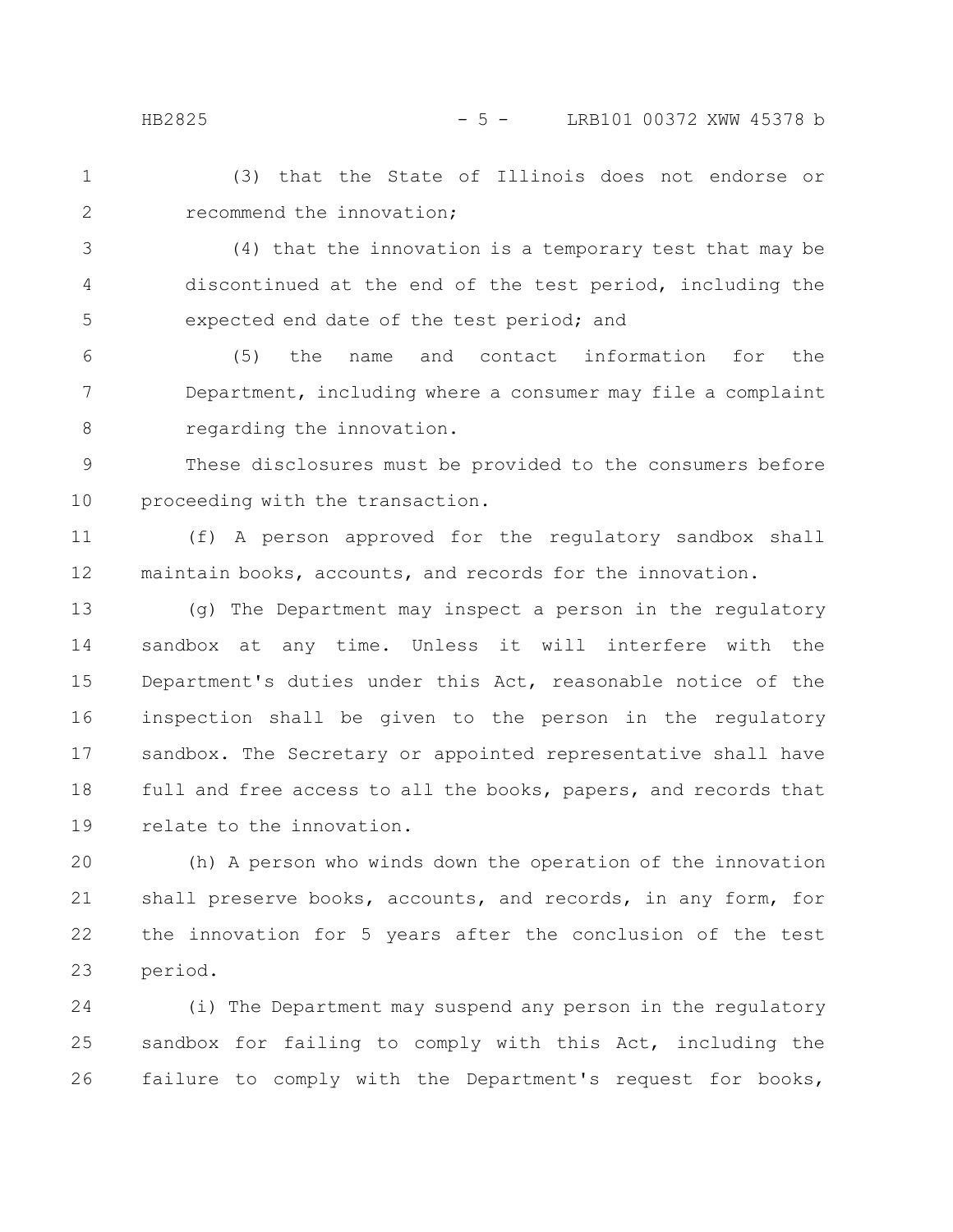(3) that the State of Illinois does not endorse or recommend the innovation;

(4) that the innovation is a temporary test that may be discontinued at the end of the test period, including the expected end date of the test period; and

(5) the name and contact information for the Department, including where a consumer may file a complaint regarding the innovation.

These disclosures must be provided to the consumers before proceeding with the transaction.

(f) A person approved for the regulatory sandbox shall maintain books, accounts, and records for the innovation.

(g) The Department may inspect a person in the regulatory sandbox at any time. Unless it will interfere with the Department's duties under this Act, reasonable notice of the inspection shall be given to the person in the regulatory sandbox. The Secretary or appointed representative shall have full and free access to all the books, papers, and records that relate to the innovation.

(h) A person who winds down the operation of the innovation shall preserve books, accounts, and records, in any form, for the innovation for 5 years after the conclusion of the test period.

(i) The Department may suspend any person in the regulatory sandbox for failing to comply with this Act, including the failure to comply with the Department's request for books,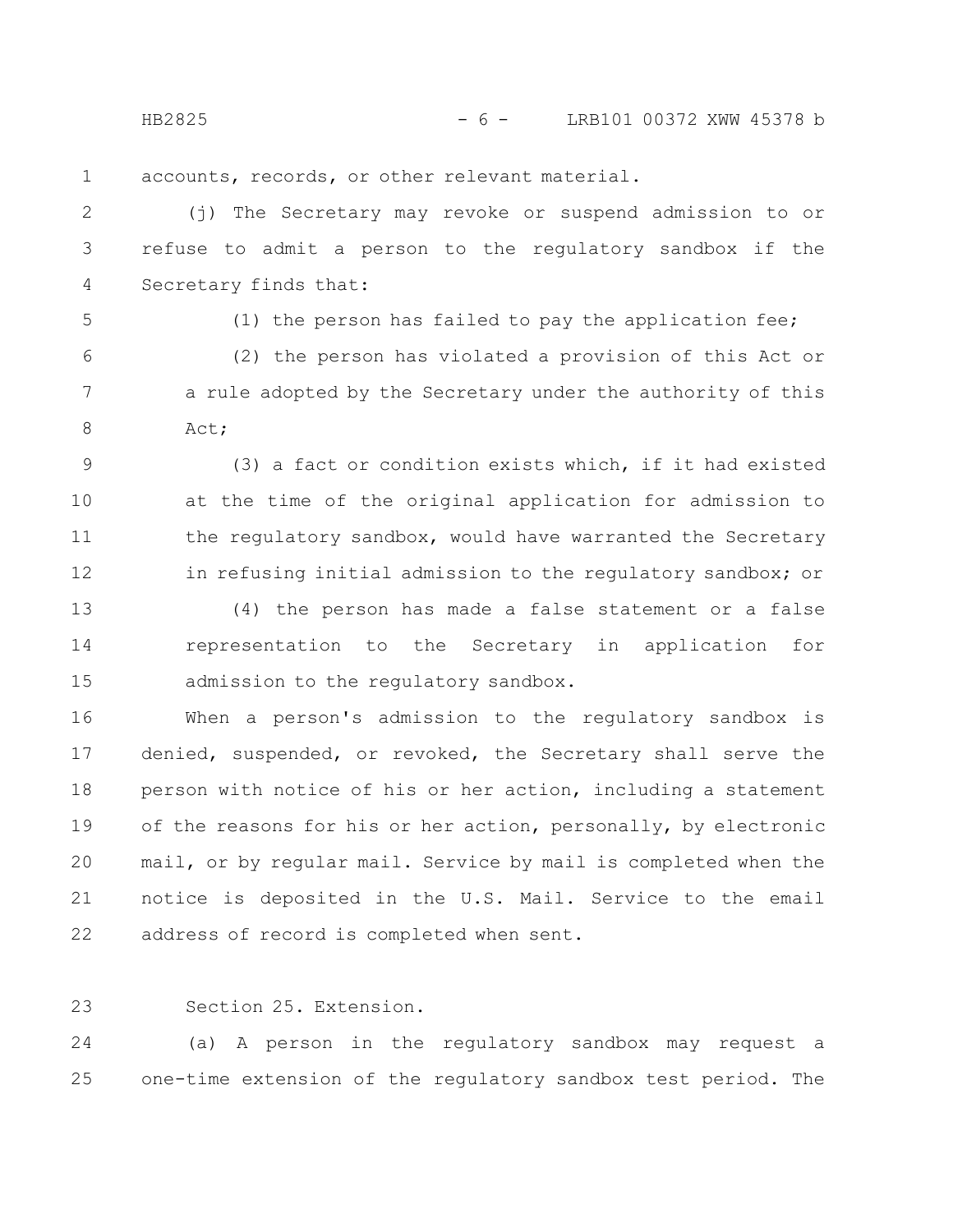accounts, records, or other relevant material.

(j) The Secretary may revoke or suspend admission to or refuse to admit a person to the regulatory sandbox if the Secretary finds that:

(1) the person has failed to pay the application fee;

(2) the person has violated a provision of this Act or a rule adopted by the Secretary under the authority of this Act;

(3) a fact or condition exists which, if it had existed at the time of the original application for admission to the regulatory sandbox, would have warranted the Secretary in refusing initial admission to the regulatory sandbox; or

(4) the person has made a false statement or a false representation to the Secretary in application for admission to the regulatory sandbox.

When a person's admission to the regulatory sandbox is denied, suspended, or revoked, the Secretary shall serve the person with notice of his or her action, including a statement of the reasons for his or her action, personally, by electronic mail, or by regular mail. Service by mail is completed when the notice is deposited in the U.S. Mail. Service to the email address of record is completed when sent.

Section 25. Extension.

(a) A person in the regulatory sandbox may request a one-time extension of the regulatory sandbox test period. The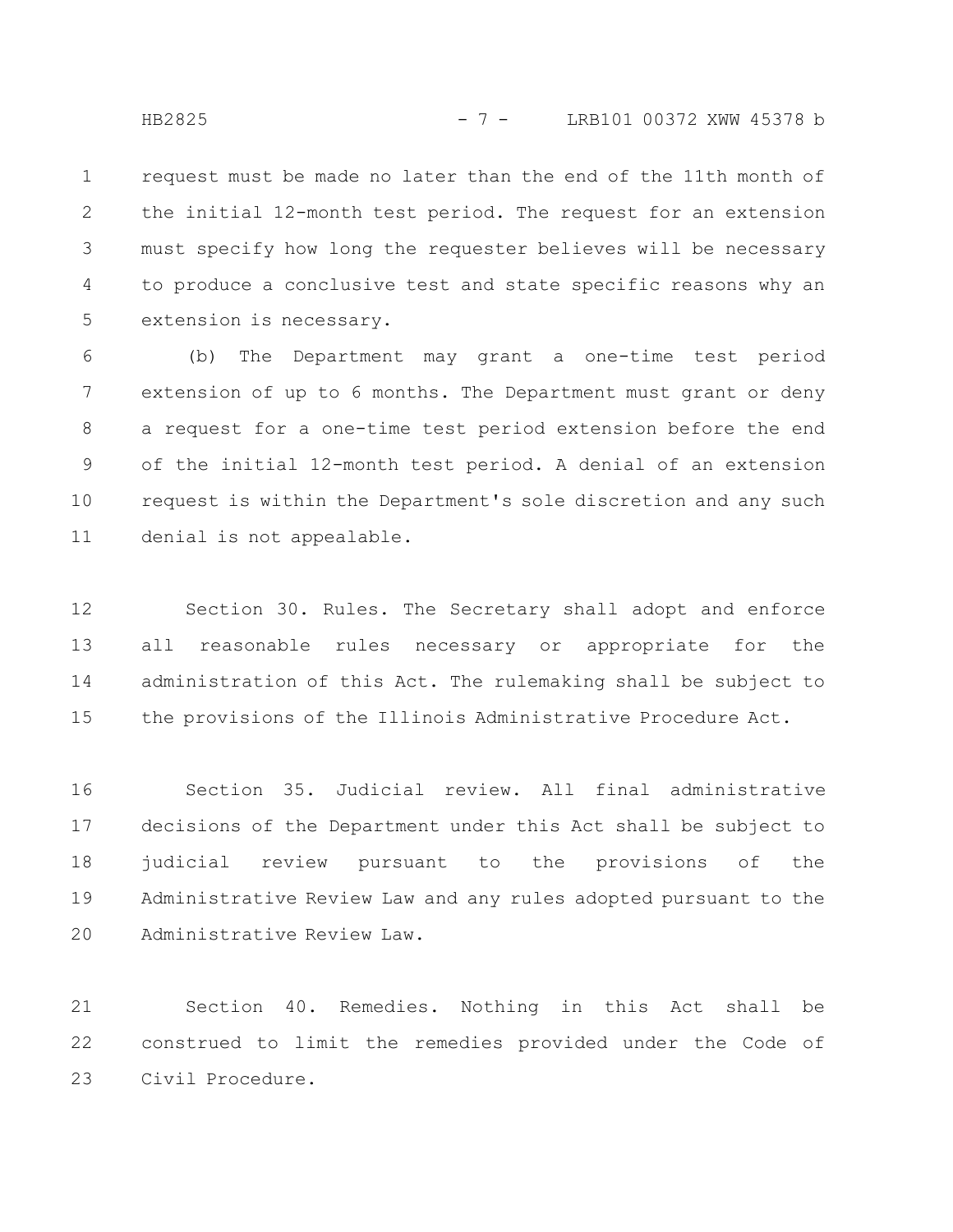request must be made no later than the end of the 11th month of the initial 12-month test period. The request for an extension must specify how long the requester believes will be necessary to produce a conclusive test and state specific reasons why an extension is necessary.

(b) The Department may grant a one-time test period extension of up to 6 months. The Department must grant or deny a request for a one-time test period extension before the end of the initial 12-month test period. A denial of an extension request is within the Department's sole discretion and any such denial is not appealable.

Section 30. Rules. The Secretary shall adopt and enforce all reasonable rules necessary or appropriate for the administration of this Act. The rulemaking shall be subject to the provisions of the Illinois Administrative Procedure Act.

Section 35. Judicial review. All final administrative decisions of the Department under this Act shall be subject to judicial review pursuant to the provisions of the Administrative Review Law and any rules adopted pursuant to the Administrative Review Law.

Section 40. Remedies. Nothing in this Act shall be construed to limit the remedies provided under the Code of Civil Procedure.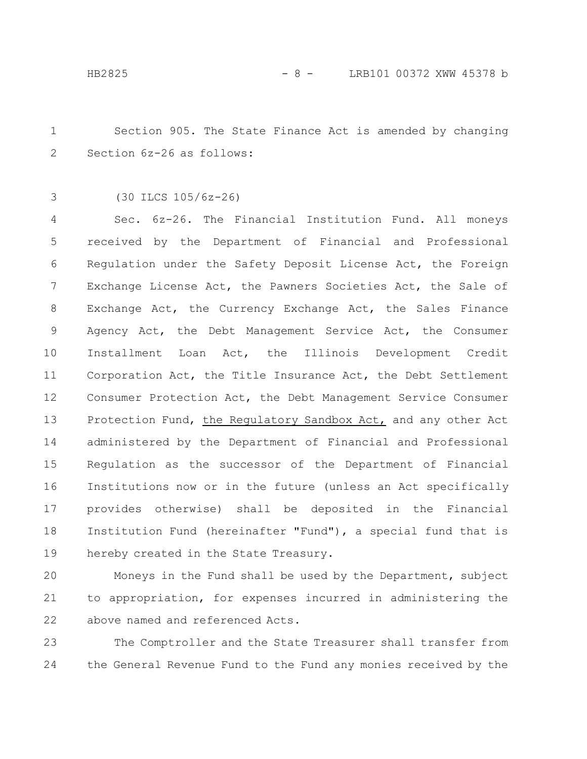Section 905. The State Finance Act is amended by changing Section 6z-26 as follows:

(30 ILCS 105/6z-26)

Sec. 6z-26. The Financial Institution Fund. All moneys received by the Department of Financial and Professional Regulation under the Safety Deposit License Act, the Foreign Exchange License Act, the Pawners Societies Act, the Sale of Exchange Act, the Currency Exchange Act, the Sales Finance Agency Act, the Debt Management Service Act, the Consumer Installment Loan Act, the Illinois Development Credit Corporation Act, the Title Insurance Act, the Debt Settlement Consumer Protection Act, the Debt Management Service Consumer Protection Fund, <u>the Regulatory Sandbox Act,</u> and any other Act administered by the Department of Financial and Professional Regulation as the successor of the Department of Financial Institutions now or in the future (unless an Act specifically provides otherwise) shall be deposited in the Financial Institution Fund (hereinafter "Fund"), a special fund that is hereby created in the State Treasury.

Moneys in the Fund shall be used by the Department, subject to appropriation, for expenses incurred in administering the above named and referenced Acts.

The Comptroller and the State Treasurer shall transfer from the General Revenue Fund to the Fund any monies received by the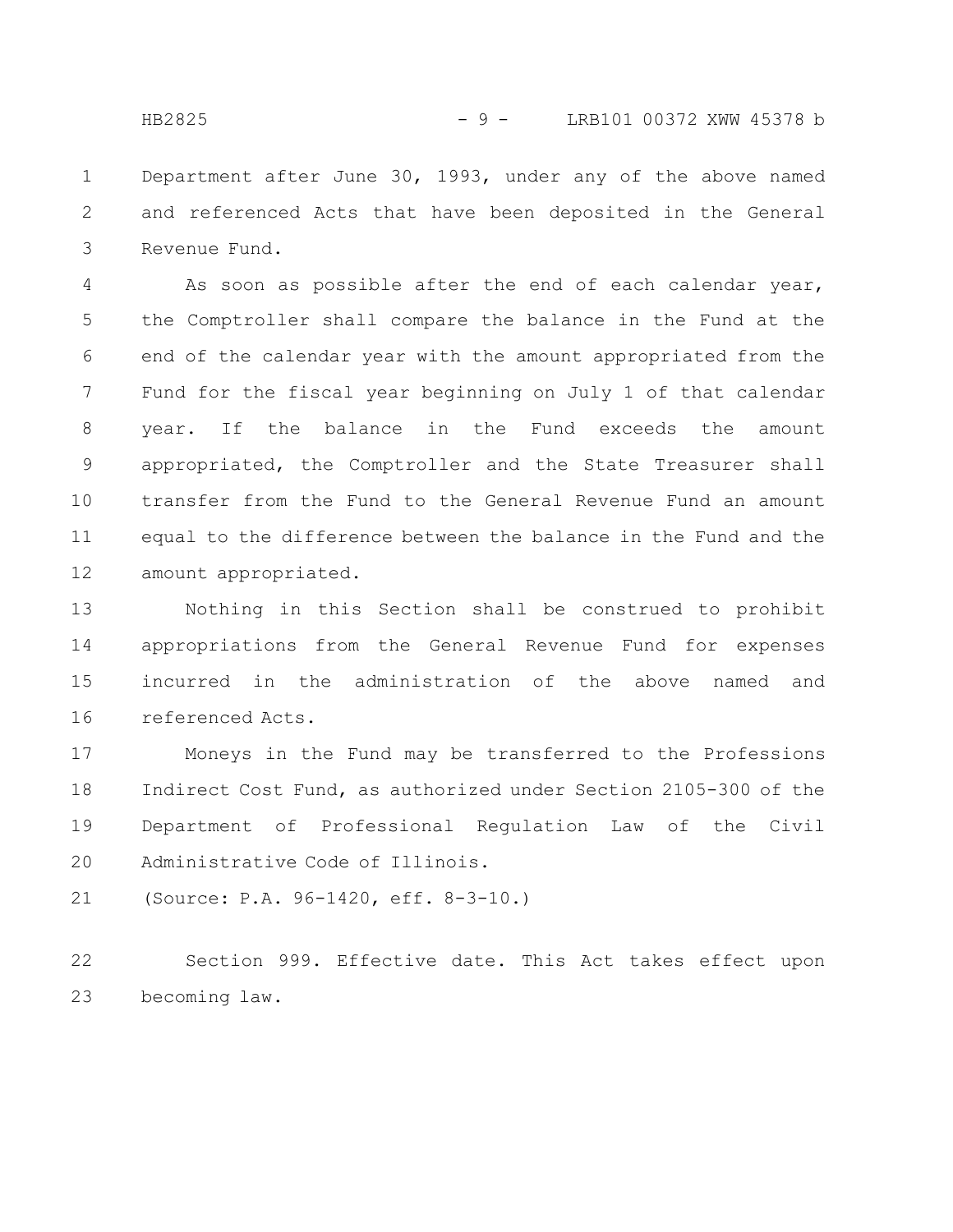Department after June 30, 1993, under any of the above named and referenced Acts that have been deposited in the General Revenue Fund.

As soon as possible after the end of each calendar year, the Comptroller shall compare the balance in the Fund at the end of the calendar year with the amount appropriated from the Fund for the fiscal year beginning on July 1 of that calendar year. If the balance in the Fund exceeds the amount appropriated, the Comptroller and the State Treasurer shall transfer from the Fund to the General Revenue Fund an amount equal to the difference between the balance in the Fund and the amount appropriated.

Nothing in this Section shall be construed to prohibit appropriations from the General Revenue Fund for expenses incurred in the administration of the above named and referenced Acts.

Moneys in the Fund may be transferred to the Professions Indirect Cost Fund, as authorized under Section 2105-300 of the Department of Professional Regulation Law of the Civil Administrative Code of Illinois.

(Source: P.A. 96-1420, eff. 8-3-10.)

Section 999. Effective date. This Act takes effect upon becoming law.